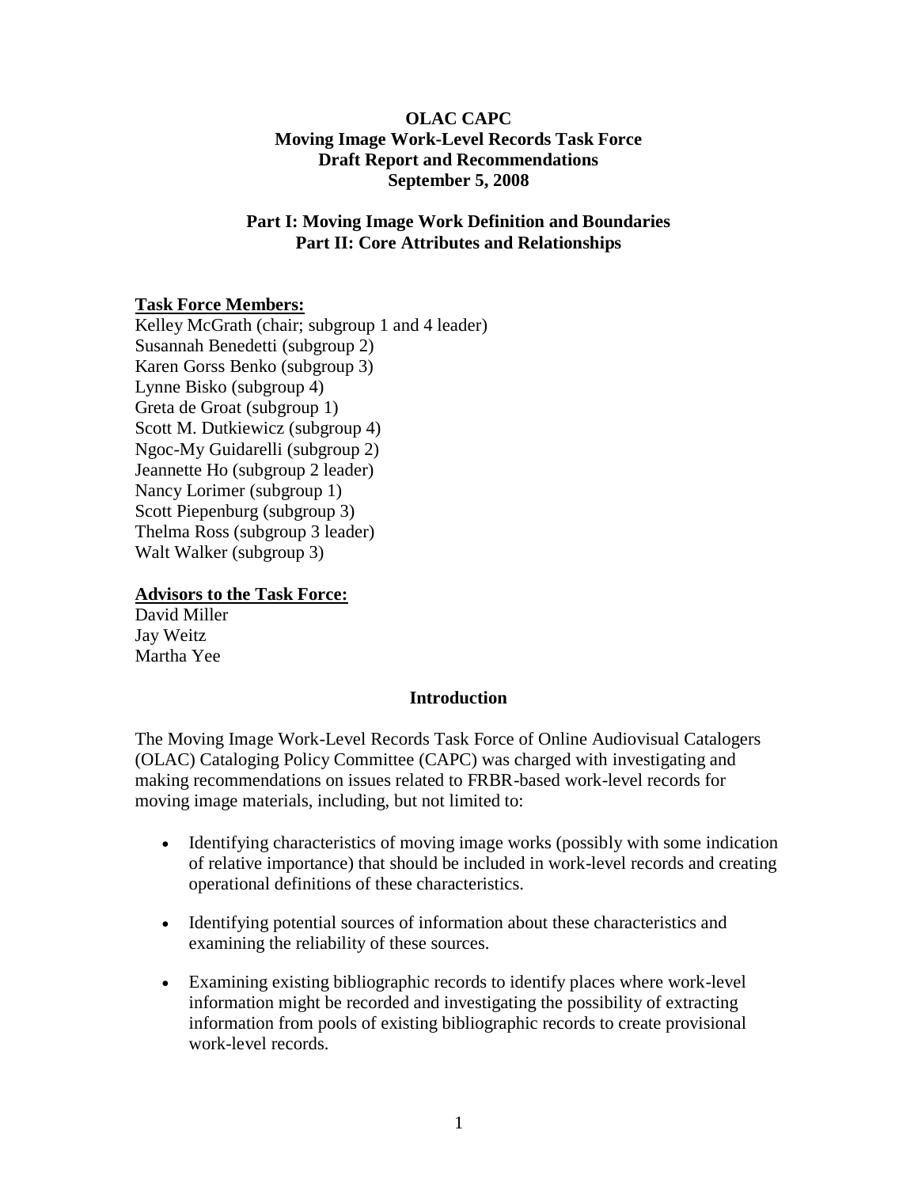# OLAC CAPC
# Moving Image Work-Level Records Task Force
# Draft Report and Recommendations
# September 5, 2008

## Part I: Moving Image Work Definition and Boundaries
## Part II: Core Attributes and Relationships

**Task Force Members:**

Kelley McGrath (chair; subgroup 1 and 4 leader)
Susannah Benedetti (subgroup 2)
Karen Gorss Benko (subgroup 3)
Lynne Bisko (subgroup 4)
Greta de Groat (subgroup 1)
Scott M. Dutkiewicz (subgroup 4)
Ngoc-My Guidarelli (subgroup 2)
Jeannette Ho (subgroup 2 leader)
Nancy Lorimer (subgroup 1)
Scott Piepenburg (subgroup 3)
Thelma Ross (subgroup 3 leader)
Walt Walker (subgroup 3)

**Advisors to the Task Force:**

David Miller
Jay Weitz
Martha Yee

## Introduction

The Moving Image Work-Level Records Task Force of Online Audiovisual Catalogers (OLAC) Cataloging Policy Committee (CAPC) was charged with investigating and making recommendations on issues related to FRBR-based work-level records for moving image materials, including, but not limited to:

- Identifying characteristics of moving image works (possibly with some indication of relative importance) that should be included in work-level records and creating operational definitions of these characteristics.
- Identifying potential sources of information about these characteristics and examining the reliability of these sources.
- Examining existing bibliographic records to identify places where work-level information might be recorded and investigating the possibility of extracting information from pools of existing bibliographic records to create provisional work-level records.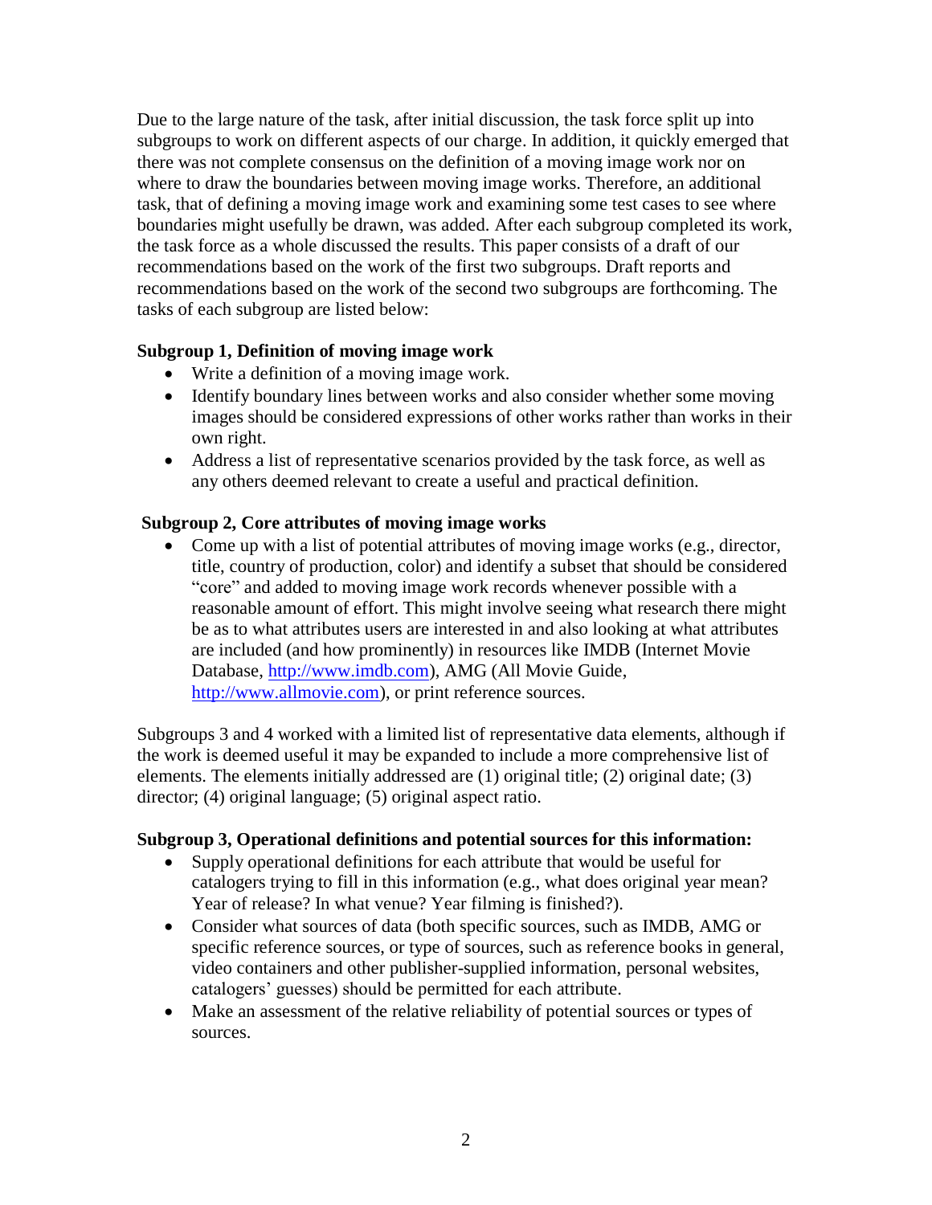Due to the large nature of the task, after initial discussion, the task force split up into subgroups to work on different aspects of our charge. In addition, it quickly emerged that there was not complete consensus on the definition of a moving image work nor on where to draw the boundaries between moving image works. Therefore, an additional task, that of defining a moving image work and examining some test cases to see where boundaries might usefully be drawn, was added. After each subgroup completed its work, the task force as a whole discussed the results. This paper consists of a draft of our recommendations based on the work of the first two subgroups. Draft reports and recommendations based on the work of the second two subgroups are forthcoming. The tasks of each subgroup are listed below:

**Subgroup 1, Definition of moving image work**

- Write a definition of a moving image work.
- Identify boundary lines between works and also consider whether some moving images should be considered expressions of other works rather than works in their own right.
- Address a list of representative scenarios provided by the task force, as well as any others deemed relevant to create a useful and practical definition.

**Subgroup 2, Core attributes of moving image works**

- Come up with a list of potential attributes of moving image works (e.g., director, title, country of production, color) and identify a subset that should be considered "core" and added to moving image work records whenever possible with a reasonable amount of effort. This might involve seeing what research there might be as to what attributes users are interested in and also looking at what attributes are included (and how prominently) in resources like IMDB (Internet Movie Database, http://www.imdb.com), AMG (All Movie Guide, http://www.allmovie.com), or print reference sources.

Subgroups 3 and 4 worked with a limited list of representative data elements, although if the work is deemed useful it may be expanded to include a more comprehensive list of elements. The elements initially addressed are (1) original title; (2) original date; (3) director; (4) original language; (5) original aspect ratio.

**Subgroup 3, Operational definitions and potential sources for this information:**

- Supply operational definitions for each attribute that would be useful for catalogers trying to fill in this information (e.g., what does original year mean? Year of release? In what venue? Year filming is finished?).
- Consider what sources of data (both specific sources, such as IMDB, AMG or specific reference sources, or type of sources, such as reference books in general, video containers and other publisher-supplied information, personal websites, catalogers' guesses) should be permitted for each attribute.
- Make an assessment of the relative reliability of potential sources or types of sources.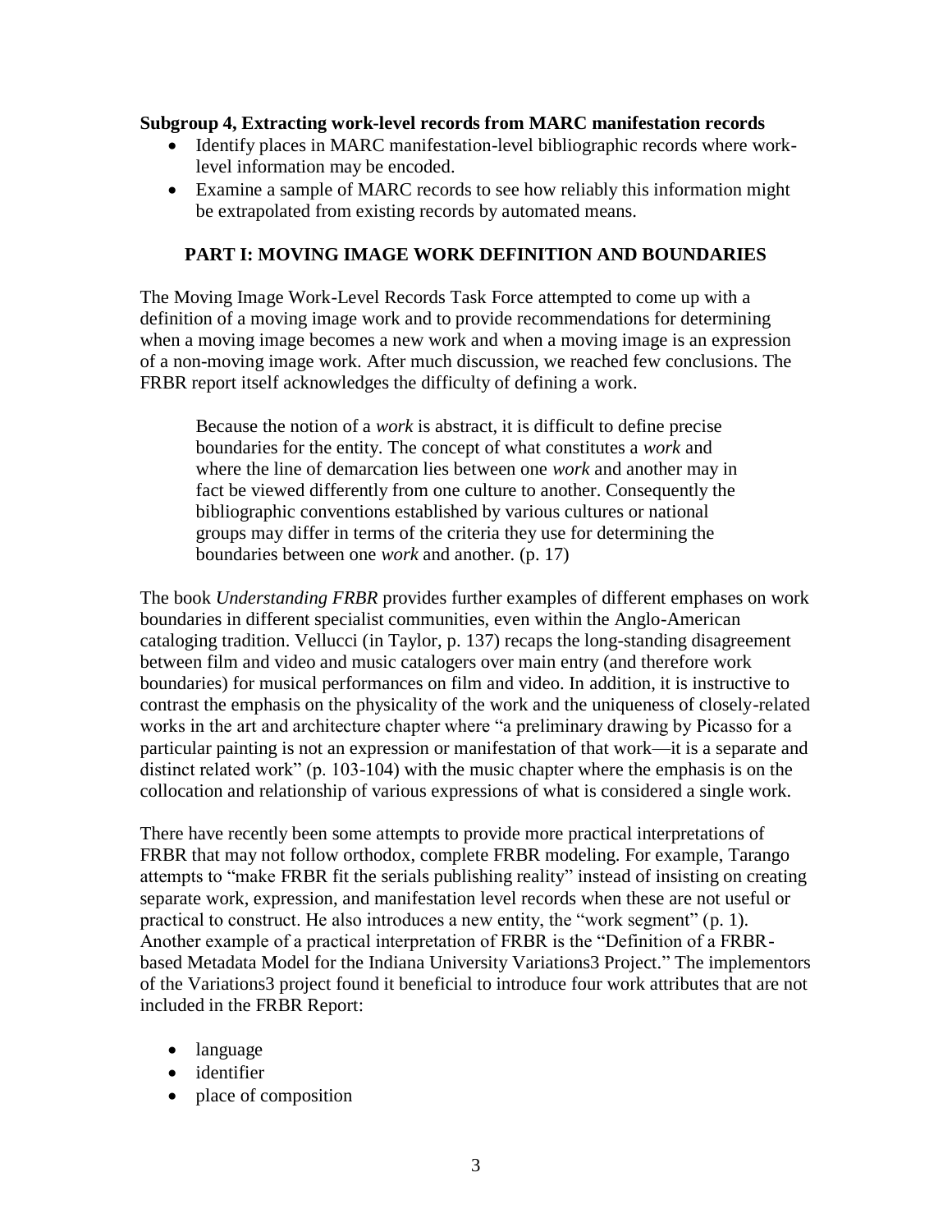**Subgroup 4, Extracting work-level records from MARC manifestation records**

- Identify places in MARC manifestation-level bibliographic records where work-level information may be encoded.
- Examine a sample of MARC records to see how reliably this information might be extrapolated from existing records by automated means.

## PART I: MOVING IMAGE WORK DEFINITION AND BOUNDARIES

The Moving Image Work-Level Records Task Force attempted to come up with a definition of a moving image work and to provide recommendations for determining when a moving image becomes a new work and when a moving image is an expression of a non-moving image work. After much discussion, we reached few conclusions. The FRBR report itself acknowledges the difficulty of defining a work.

> Because the notion of a *work* is abstract, it is difficult to define precise boundaries for the entity. The concept of what constitutes a *work* and where the line of demarcation lies between one *work* and another may in fact be viewed differently from one culture to another. Consequently the bibliographic conventions established by various cultures or national groups may differ in terms of the criteria they use for determining the boundaries between one *work* and another. (p. 17)

The book *Understanding FRBR* provides further examples of different emphases on work boundaries in different specialist communities, even within the Anglo-American cataloging tradition. Vellucci (in Taylor, p. 137) recaps the long-standing disagreement between film and video and music catalogers over main entry (and therefore work boundaries) for musical performances on film and video. In addition, it is instructive to contrast the emphasis on the physicality of the work and the uniqueness of closely-related works in the art and architecture chapter where "a preliminary drawing by Picasso for a particular painting is not an expression or manifestation of that work—it is a separate and distinct related work" (p. 103-104) with the music chapter where the emphasis is on the collocation and relationship of various expressions of what is considered a single work.

There have recently been some attempts to provide more practical interpretations of FRBR that may not follow orthodox, complete FRBR modeling. For example, Tarango attempts to "make FRBR fit the serials publishing reality" instead of insisting on creating separate work, expression, and manifestation level records when these are not useful or practical to construct. He also introduces a new entity, the "work segment" (p. 1). Another example of a practical interpretation of FRBR is the "Definition of a FRBR-based Metadata Model for the Indiana University Variations3 Project." The implementors of the Variations3 project found it beneficial to introduce four work attributes that are not included in the FRBR Report:

- language
- identifier
- place of composition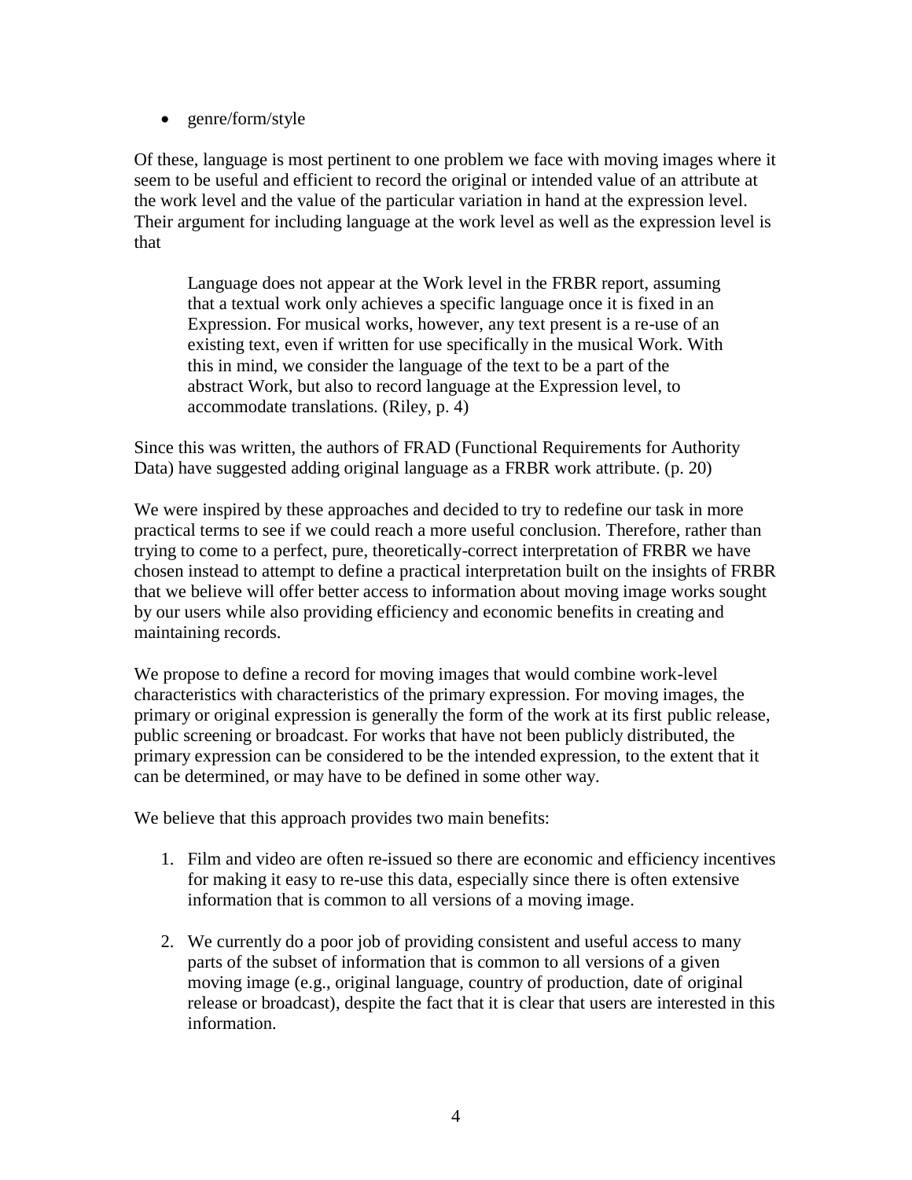- genre/form/style

Of these, language is most pertinent to one problem we face with moving images where it seem to be useful and efficient to record the original or intended value of an attribute at the work level and the value of the particular variation in hand at the expression level. Their argument for including language at the work level as well as the expression level is that

> Language does not appear at the Work level in the FRBR report, assuming that a textual work only achieves a specific language once it is fixed in an Expression. For musical works, however, any text present is a re-use of an existing text, even if written for use specifically in the musical Work. With this in mind, we consider the language of the text to be a part of the abstract Work, but also to record language at the Expression level, to accommodate translations. (Riley, p. 4)

Since this was written, the authors of FRAD (Functional Requirements for Authority Data) have suggested adding original language as a FRBR work attribute. (p. 20)

We were inspired by these approaches and decided to try to redefine our task in more practical terms to see if we could reach a more useful conclusion. Therefore, rather than trying to come to a perfect, pure, theoretically-correct interpretation of FRBR we have chosen instead to attempt to define a practical interpretation built on the insights of FRBR that we believe will offer better access to information about moving image works sought by our users while also providing efficiency and economic benefits in creating and maintaining records.

We propose to define a record for moving images that would combine work-level characteristics with characteristics of the primary expression. For moving images, the primary or original expression is generally the form of the work at its first public release, public screening or broadcast. For works that have not been publicly distributed, the primary expression can be considered to be the intended expression, to the extent that it can be determined, or may have to be defined in some other way.

We believe that this approach provides two main benefits:

1. Film and video are often re-issued so there are economic and efficiency incentives for making it easy to re-use this data, especially since there is often extensive information that is common to all versions of a moving image.

2. We currently do a poor job of providing consistent and useful access to many parts of the subset of information that is common to all versions of a given moving image (e.g., original language, country of production, date of original release or broadcast), despite the fact that it is clear that users are interested in this information.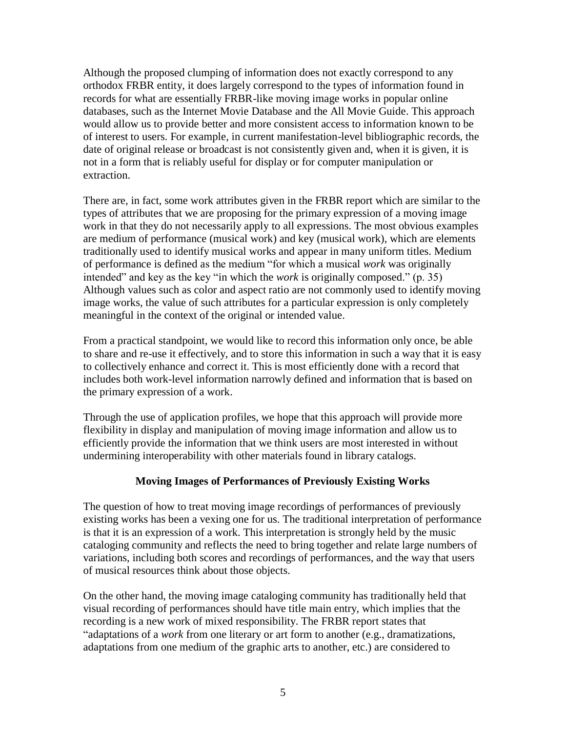Although the proposed clumping of information does not exactly correspond to any orthodox FRBR entity, it does largely correspond to the types of information found in records for what are essentially FRBR-like moving image works in popular online databases, such as the Internet Movie Database and the All Movie Guide. This approach would allow us to provide better and more consistent access to information known to be of interest to users. For example, in current manifestation-level bibliographic records, the date of original release or broadcast is not consistently given and, when it is given, it is not in a form that is reliably useful for display or for computer manipulation or extraction.

There are, in fact, some work attributes given in the FRBR report which are similar to the types of attributes that we are proposing for the primary expression of a moving image work in that they do not necessarily apply to all expressions. The most obvious examples are medium of performance (musical work) and key (musical work), which are elements traditionally used to identify musical works and appear in many uniform titles. Medium of performance is defined as the medium "for which a musical *work* was originally intended" and key as the key "in which the *work* is originally composed." (p. 35) Although values such as color and aspect ratio are not commonly used to identify moving image works, the value of such attributes for a particular expression is only completely meaningful in the context of the original or intended value.

From a practical standpoint, we would like to record this information only once, be able to share and re-use it effectively, and to store this information in such a way that it is easy to collectively enhance and correct it. This is most efficiently done with a record that includes both work-level information narrowly defined and information that is based on the primary expression of a work.

Through the use of application profiles, we hope that this approach will provide more flexibility in display and manipulation of moving image information and allow us to efficiently provide the information that we think users are most interested in without undermining interoperability with other materials found in library catalogs.

## Moving Images of Performances of Previously Existing Works

The question of how to treat moving image recordings of performances of previously existing works has been a vexing one for us. The traditional interpretation of performance is that it is an expression of a work. This interpretation is strongly held by the music cataloging community and reflects the need to bring together and relate large numbers of variations, including both scores and recordings of performances, and the way that users of musical resources think about those objects.

On the other hand, the moving image cataloging community has traditionally held that visual recording of performances should have title main entry, which implies that the recording is a new work of mixed responsibility. The FRBR report states that "adaptations of a *work* from one literary or art form to another (e.g., dramatizations, adaptations from one medium of the graphic arts to another, etc.) are considered to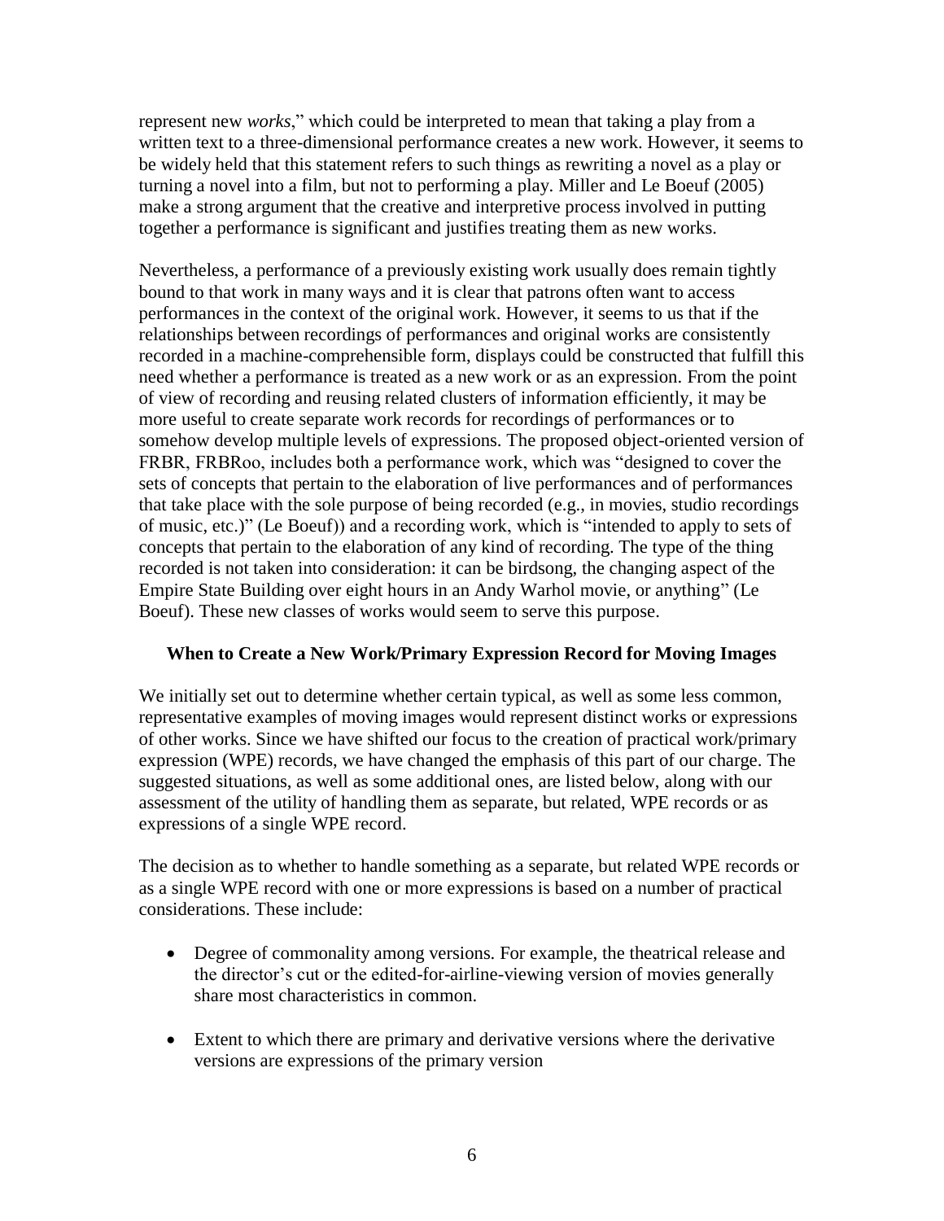represent new *works*," which could be interpreted to mean that taking a play from a written text to a three-dimensional performance creates a new work. However, it seems to be widely held that this statement refers to such things as rewriting a novel as a play or turning a novel into a film, but not to performing a play. Miller and Le Boeuf (2005) make a strong argument that the creative and interpretive process involved in putting together a performance is significant and justifies treating them as new works.

Nevertheless, a performance of a previously existing work usually does remain tightly bound to that work in many ways and it is clear that patrons often want to access performances in the context of the original work. However, it seems to us that if the relationships between recordings of performances and original works are consistently recorded in a machine-comprehensible form, displays could be constructed that fulfill this need whether a performance is treated as a new work or as an expression. From the point of view of recording and reusing related clusters of information efficiently, it may be more useful to create separate work records for recordings of performances or to somehow develop multiple levels of expressions. The proposed object-oriented version of FRBR, FRBRoo, includes both a performance work, which was "designed to cover the sets of concepts that pertain to the elaboration of live performances and of performances that take place with the sole purpose of being recorded (e.g., in movies, studio recordings of music, etc.)" (Le Boeuf)) and a recording work, which is "intended to apply to sets of concepts that pertain to the elaboration of any kind of recording. The type of the thing recorded is not taken into consideration: it can be birdsong, the changing aspect of the Empire State Building over eight hours in an Andy Warhol movie, or anything" (Le Boeuf). These new classes of works would seem to serve this purpose.

## When to Create a New Work/Primary Expression Record for Moving Images

We initially set out to determine whether certain typical, as well as some less common, representative examples of moving images would represent distinct works or expressions of other works. Since we have shifted our focus to the creation of practical work/primary expression (WPE) records, we have changed the emphasis of this part of our charge. The suggested situations, as well as some additional ones, are listed below, along with our assessment of the utility of handling them as separate, but related, WPE records or as expressions of a single WPE record.

The decision as to whether to handle something as a separate, but related WPE records or as a single WPE record with one or more expressions is based on a number of practical considerations. These include:

- Degree of commonality among versions. For example, the theatrical release and the director's cut or the edited-for-airline-viewing version of movies generally share most characteristics in common.
- Extent to which there are primary and derivative versions where the derivative versions are expressions of the primary version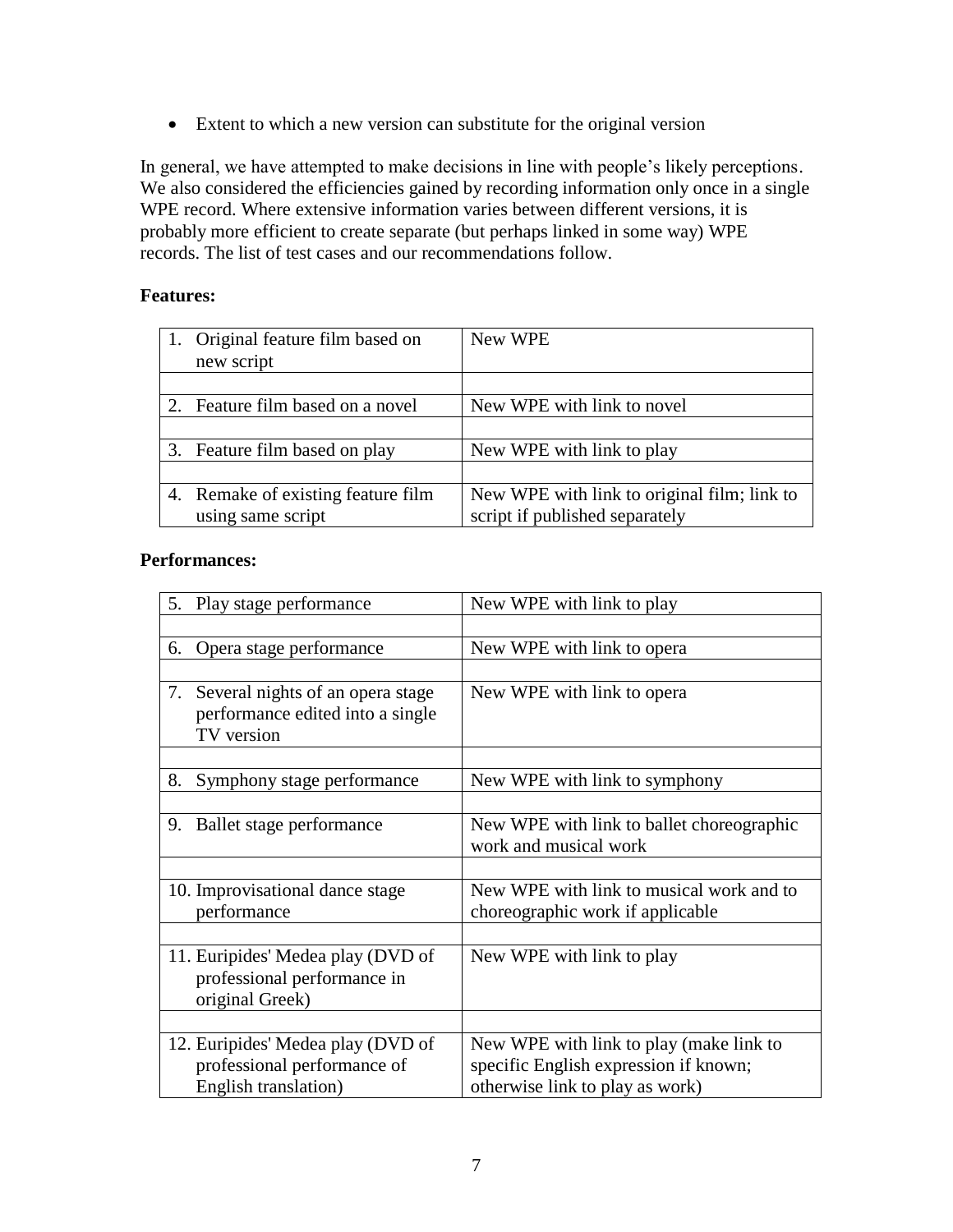- Extent to which a new version can substitute for the original version

In general, we have attempted to make decisions in line with people's likely perceptions. We also considered the efficiencies gained by recording information only once in a single WPE record. Where extensive information varies between different versions, it is probably more efficient to create separate (but perhaps linked in some way) WPE records. The list of test cases and our recommendations follow.

**Features:**

| | |
|---|---|
| 1. Original feature film based on new script | New WPE |
| 2. Feature film based on a novel | New WPE with link to novel |
| 3. Feature film based on play | New WPE with link to play |
| 4. Remake of existing feature film using same script | New WPE with link to original film; link to script if published separately |

**Performances:**

| | |
|---|---|
| 5. Play stage performance | New WPE with link to play |
| 6. Opera stage performance | New WPE with link to opera |
| 7. Several nights of an opera stage performance edited into a single TV version | New WPE with link to opera |
| 8. Symphony stage performance | New WPE with link to symphony |
| 9. Ballet stage performance | New WPE with link to ballet choreographic work and musical work |
| 10. Improvisational dance stage performance | New WPE with link to musical work and to choreographic work if applicable |
| 11. Euripides' Medea play (DVD of professional performance in original Greek) | New WPE with link to play |
| 12. Euripides' Medea play (DVD of professional performance of English translation) | New WPE with link to play (make link to specific English expression if known; otherwise link to play as work) |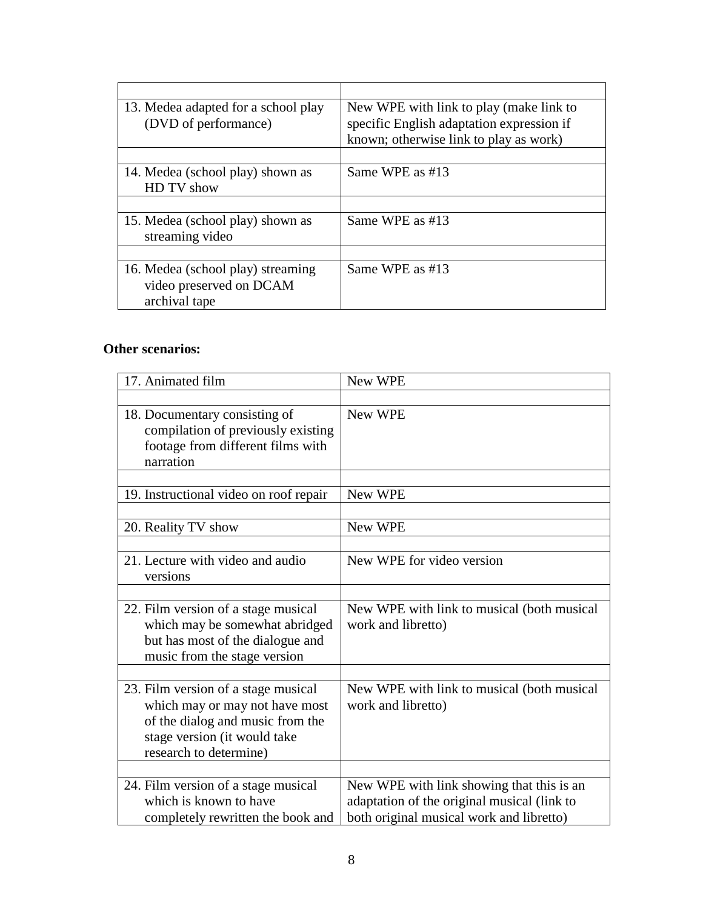| | |
|---|---|
| 13. Medea adapted for a school play (DVD of performance) | New WPE with link to play (make link to specific English adaptation expression if known; otherwise link to play as work) |
| | |
| 14. Medea (school play) shown as HD TV show | Same WPE as #13 |
| | |
| 15. Medea (school play) shown as streaming video | Same WPE as #13 |
| | |
| 16. Medea (school play) streaming video preserved on DCAM archival tape | Same WPE as #13 |

**Other scenarios:**

| | |
|---|---|
| 17. Animated film | New WPE |
| | |
| 18. Documentary consisting of compilation of previously existing footage from different films with narration | New WPE |
| | |
| 19. Instructional video on roof repair | New WPE |
| | |
| 20. Reality TV show | New WPE |
| | |
| 21. Lecture with video and audio versions | New WPE for video version |
| | |
| 22. Film version of a stage musical which may be somewhat abridged but has most of the dialogue and music from the stage version | New WPE with link to musical (both musical work and libretto) |
| | |
| 23. Film version of a stage musical which may or may not have most of the dialog and music from the stage version (it would take research to determine) | New WPE with link to musical (both musical work and libretto) |
| | |
| 24. Film version of a stage musical which is known to have completely rewritten the book and | New WPE with link showing that this is an adaptation of the original musical (link to both original musical work and libretto) |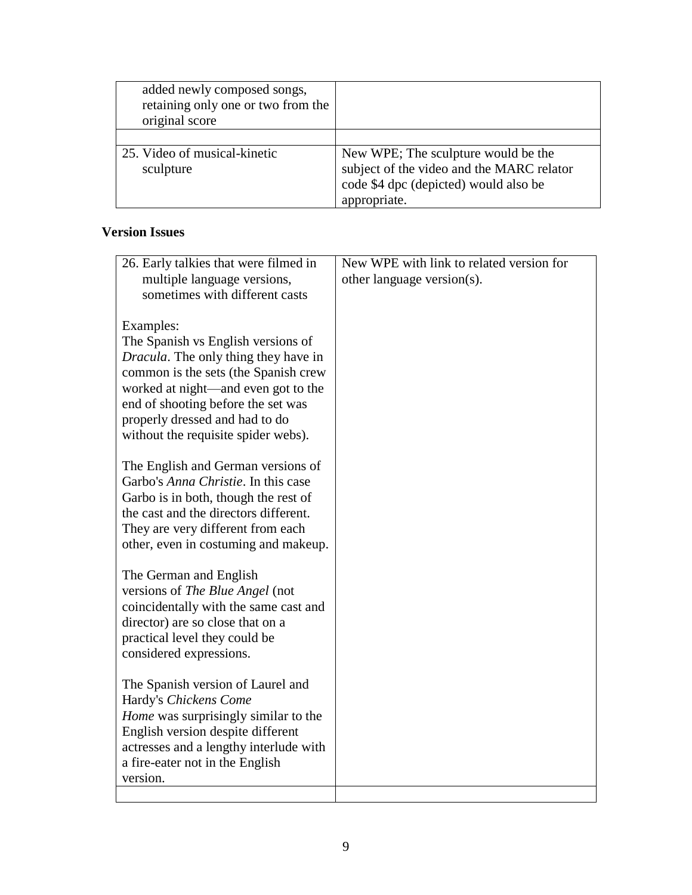| | |
|---|---|
| added newly composed songs, retaining only one or two from the original score | |
| | |
| 25. Video of musical-kinetic sculpture | New WPE; The sculpture would be the subject of the video and the MARC relator code $4 dpc (depicted) would also be appropriate. |

**Version Issues**

| | |
|---|---|
| 26. Early talkies that were filmed in multiple language versions, sometimes with different casts<br><br>Examples:<br>The Spanish vs English versions of *Dracula*. The only thing they have in common is the sets (the Spanish crew worked at night—and even got to the end of shooting before the set was properly dressed and had to do without the requisite spider webs).<br><br>The English and German versions of Garbo's *Anna Christie*. In this case Garbo is in both, though the rest of the cast and the directors different. They are very different from each other, even in costuming and makeup.<br><br>The German and English versions of *The Blue Angel* (not coincidentally with the same cast and director) are so close that on a practical level they could be considered expressions.<br><br>The Spanish version of Laurel and Hardy's *Chickens Come Home* was surprisingly similar to the English version despite different actresses and a lengthy interlude with a fire-eater not in the English version. | New WPE with link to related version for other language version(s). |
| | |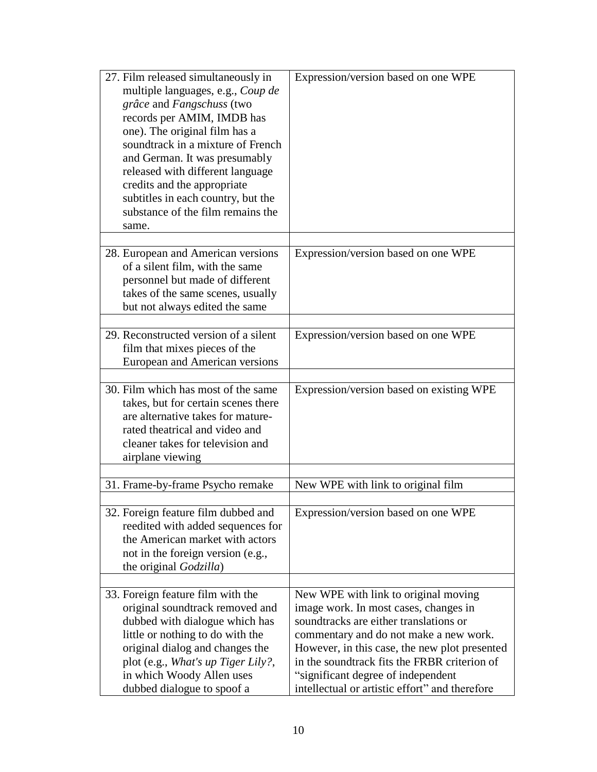| | |
|---|---|
| 27. Film released simultaneously in multiple languages, e.g., *Coup de grâce* and *Fangschuss* (two records per AMIM, IMDB has one). The original film has a soundtrack in a mixture of French and German. It was presumably released with different language credits and the appropriate subtitles in each country, but the substance of the film remains the same. | Expression/version based on one WPE |
| | |
| 28. European and American versions of a silent film, with the same personnel but made of different takes of the same scenes, usually but not always edited the same | Expression/version based on one WPE |
| | |
| 29. Reconstructed version of a silent film that mixes pieces of the European and American versions | Expression/version based on one WPE |
| | |
| 30. Film which has most of the same takes, but for certain scenes there are alternative takes for mature-rated theatrical and video and cleaner takes for television and airplane viewing | Expression/version based on existing WPE |
| | |
| 31. Frame-by-frame Psycho remake | New WPE with link to original film |
| | |
| 32. Foreign feature film dubbed and reedited with added sequences for the American market with actors not in the foreign version (e.g., the original *Godzilla*) | Expression/version based on one WPE |
| | |
| 33. Foreign feature film with the original soundtrack removed and dubbed with dialogue which has little or nothing to do with the original dialog and changes the plot (e.g., *What's up Tiger Lily?*, in which Woody Allen uses dubbed dialogue to spoof a | New WPE with link to original moving image work. In most cases, changes in soundtracks are either translations or commentary and do not make a new work. However, in this case, the new plot presented in the soundtrack fits the FRBR criterion of "significant degree of independent intellectual or artistic effort" and therefore |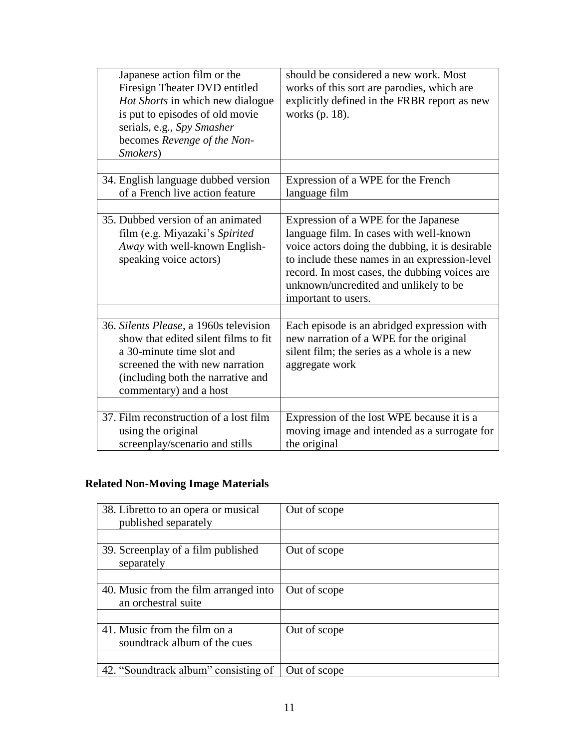| | |
|---|---|
| Japanese action film or the Firesign Theater DVD entitled *Hot Shorts* in which new dialogue is put to episodes of old movie serials, e.g., *Spy Smasher* becomes *Revenge of the Non-Smokers*) | should be considered a new work. Most works of this sort are parodies, which are explicitly defined in the FRBR report as new works (p. 18). |
| | |
| 34. English language dubbed version of a French live action feature | Expression of a WPE for the French language film |
| | |
| 35. Dubbed version of an animated film (e.g. Miyazaki's *Spirited Away* with well-known English-speaking voice actors) | Expression of a WPE for the Japanese language film. In cases with well-known voice actors doing the dubbing, it is desirable to include these names in an expression-level record. In most cases, the dubbing voices are unknown/uncredited and unlikely to be important to users. |
| | |
| 36. *Silents Please*, a 1960s television show that edited silent films to fit a 30-minute time slot and screened the with new narration (including both the narrative and commentary) and a host | Each episode is an abridged expression with new narration of a WPE for the original silent film; the series as a whole is a new aggregate work |
| | |
| 37. Film reconstruction of a lost film using the original screenplay/scenario and stills | Expression of the lost WPE because it is a moving image and intended as a surrogate for the original |

**Related Non-Moving Image Materials**

| | |
|---|---|
| 38. Libretto to an opera or musical published separately | Out of scope |
| | |
| 39. Screenplay of a film published separately | Out of scope |
| | |
| 40. Music from the film arranged into an orchestral suite | Out of scope |
| | |
| 41. Music from the film on a soundtrack album of the cues | Out of scope |
| | |
| 42. "Soundtrack album" consisting of | Out of scope |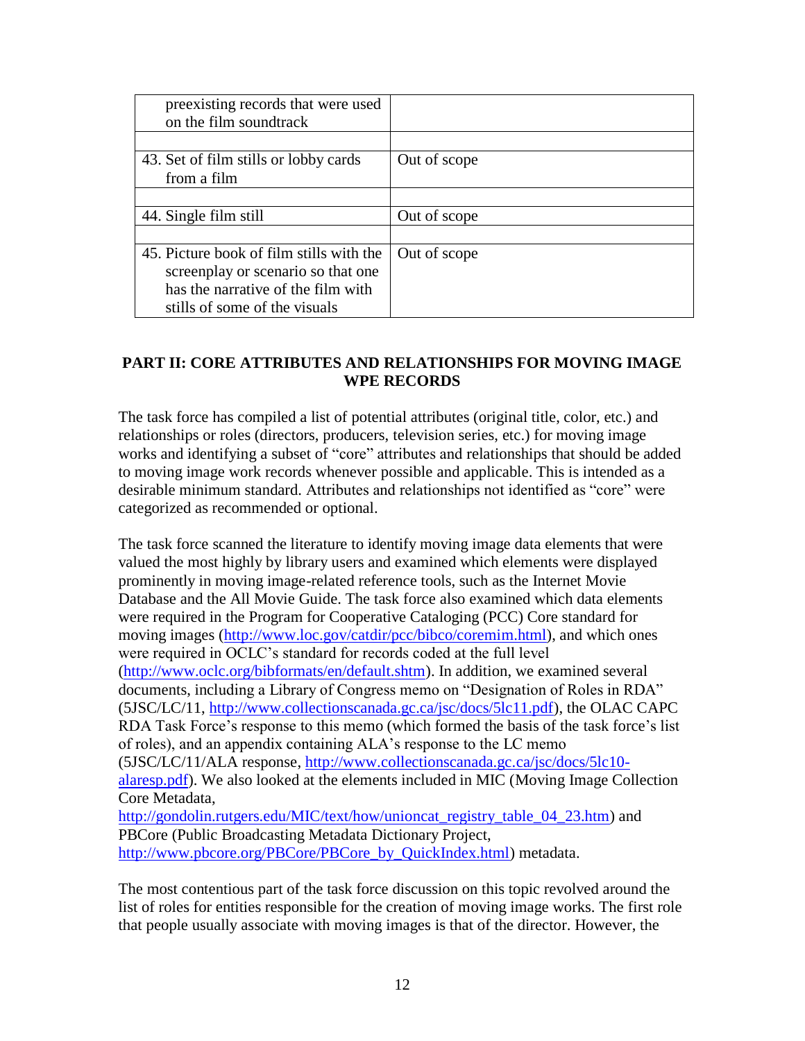| preexisting records that were used on the film soundtrack | |
|---|---|
| | |
| 43. Set of film stills or lobby cards from a film | Out of scope |
| | |
| 44. Single film still | Out of scope |
| | |
| 45. Picture book of film stills with the screenplay or scenario so that one has the narrative of the film with stills of some of the visuals | Out of scope |

## PART II: CORE ATTRIBUTES AND RELATIONSHIPS FOR MOVING IMAGE WPE RECORDS

The task force has compiled a list of potential attributes (original title, color, etc.) and relationships or roles (directors, producers, television series, etc.) for moving image works and identifying a subset of "core" attributes and relationships that should be added to moving image work records whenever possible and applicable. This is intended as a desirable minimum standard. Attributes and relationships not identified as "core" were categorized as recommended or optional.

The task force scanned the literature to identify moving image data elements that were valued the most highly by library users and examined which elements were displayed prominently in moving image-related reference tools, such as the Internet Movie Database and the All Movie Guide. The task force also examined which data elements were required in the Program for Cooperative Cataloging (PCC) Core standard for moving images (http://www.loc.gov/catdir/pcc/bibco/coremim.html), and which ones were required in OCLC's standard for records coded at the full level (http://www.oclc.org/bibformats/en/default.shtm). In addition, we examined several documents, including a Library of Congress memo on "Designation of Roles in RDA" (5JSC/LC/11, http://www.collectionscanada.gc.ca/jsc/docs/5lc11.pdf), the OLAC CAPC RDA Task Force's response to this memo (which formed the basis of the task force's list of roles), and an appendix containing ALA's response to the LC memo (5JSC/LC/11/ALA response, http://www.collectionscanada.gc.ca/jsc/docs/5lc10-alaresp.pdf). We also looked at the elements included in MIC (Moving Image Collection Core Metadata, http://gondolin.rutgers.edu/MIC/text/how/unioncat_registry_table_04_23.htm) and PBCore (Public Broadcasting Metadata Dictionary Project, http://www.pbcore.org/PBCore/PBCore_by_QuickIndex.html) metadata.

The most contentious part of the task force discussion on this topic revolved around the list of roles for entities responsible for the creation of moving image works. The first role that people usually associate with moving images is that of the director. However, the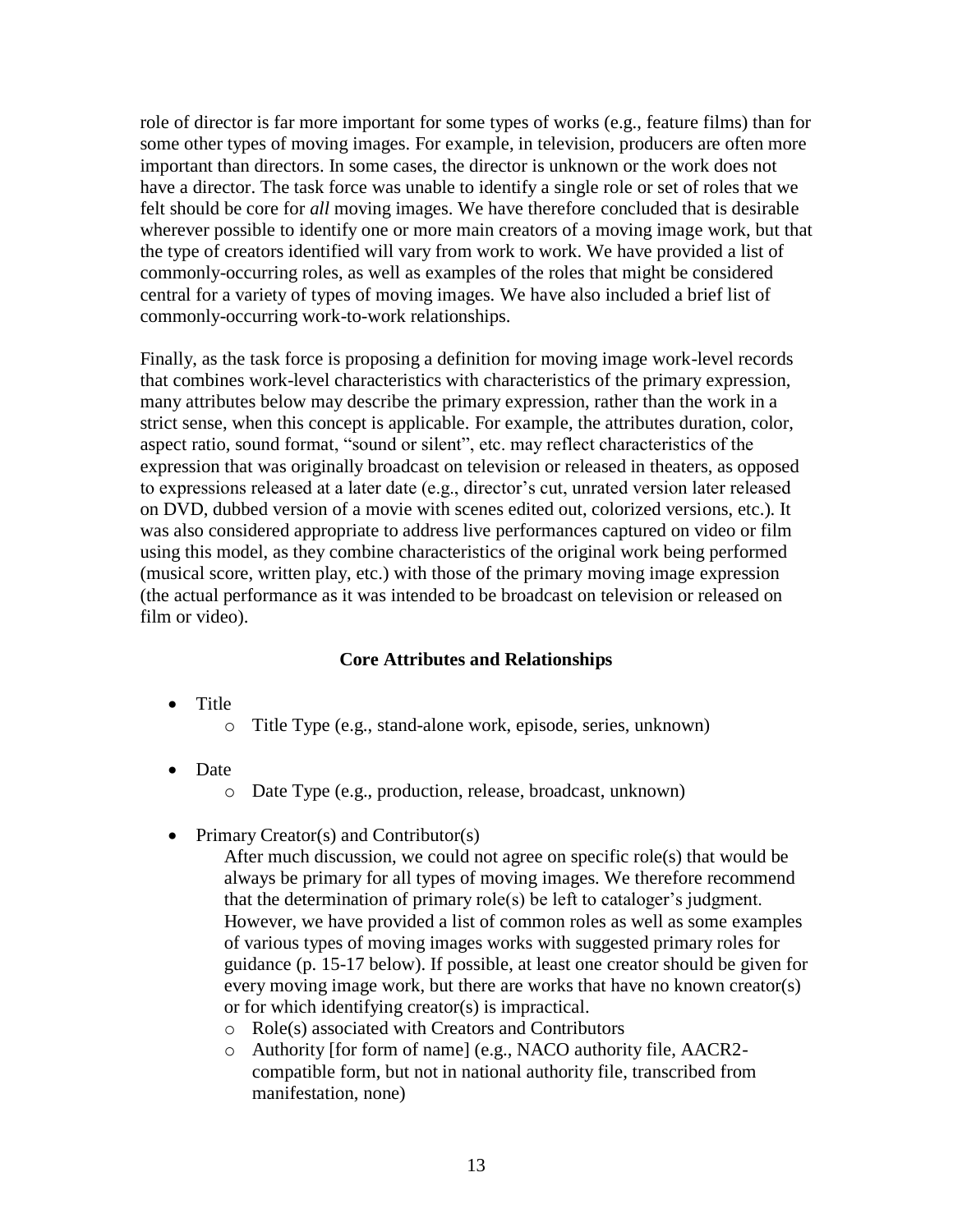role of director is far more important for some types of works (e.g., feature films) than for some other types of moving images. For example, in television, producers are often more important than directors. In some cases, the director is unknown or the work does not have a director. The task force was unable to identify a single role or set of roles that we felt should be core for *all* moving images. We have therefore concluded that is desirable wherever possible to identify one or more main creators of a moving image work, but that the type of creators identified will vary from work to work. We have provided a list of commonly-occurring roles, as well as examples of the roles that might be considered central for a variety of types of moving images. We have also included a brief list of commonly-occurring work-to-work relationships.

Finally, as the task force is proposing a definition for moving image work-level records that combines work-level characteristics with characteristics of the primary expression, many attributes below may describe the primary expression, rather than the work in a strict sense, when this concept is applicable. For example, the attributes duration, color, aspect ratio, sound format, "sound or silent", etc. may reflect characteristics of the expression that was originally broadcast on television or released in theaters, as opposed to expressions released at a later date (e.g., director's cut, unrated version later released on DVD, dubbed version of a movie with scenes edited out, colorized versions, etc.). It was also considered appropriate to address live performances captured on video or film using this model, as they combine characteristics of the original work being performed (musical score, written play, etc.) with those of the primary moving image expression (the actual performance as it was intended to be broadcast on television or released on film or video).

## Core Attributes and Relationships

- Title
  - Title Type (e.g., stand-alone work, episode, series, unknown)

- Date
  - Date Type (e.g., production, release, broadcast, unknown)

- Primary Creator(s) and Contributor(s)

  After much discussion, we could not agree on specific role(s) that would be always be primary for all types of moving images. We therefore recommend that the determination of primary role(s) be left to cataloger's judgment. However, we have provided a list of common roles as well as some examples of various types of moving images works with suggested primary roles for guidance (p. 15-17 below). If possible, at least one creator should be given for every moving image work, but there are works that have no known creator(s) or for which identifying creator(s) is impractical.
  - Role(s) associated with Creators and Contributors
  - Authority [for form of name] (e.g., NACO authority file, AACR2-compatible form, but not in national authority file, transcribed from manifestation, none)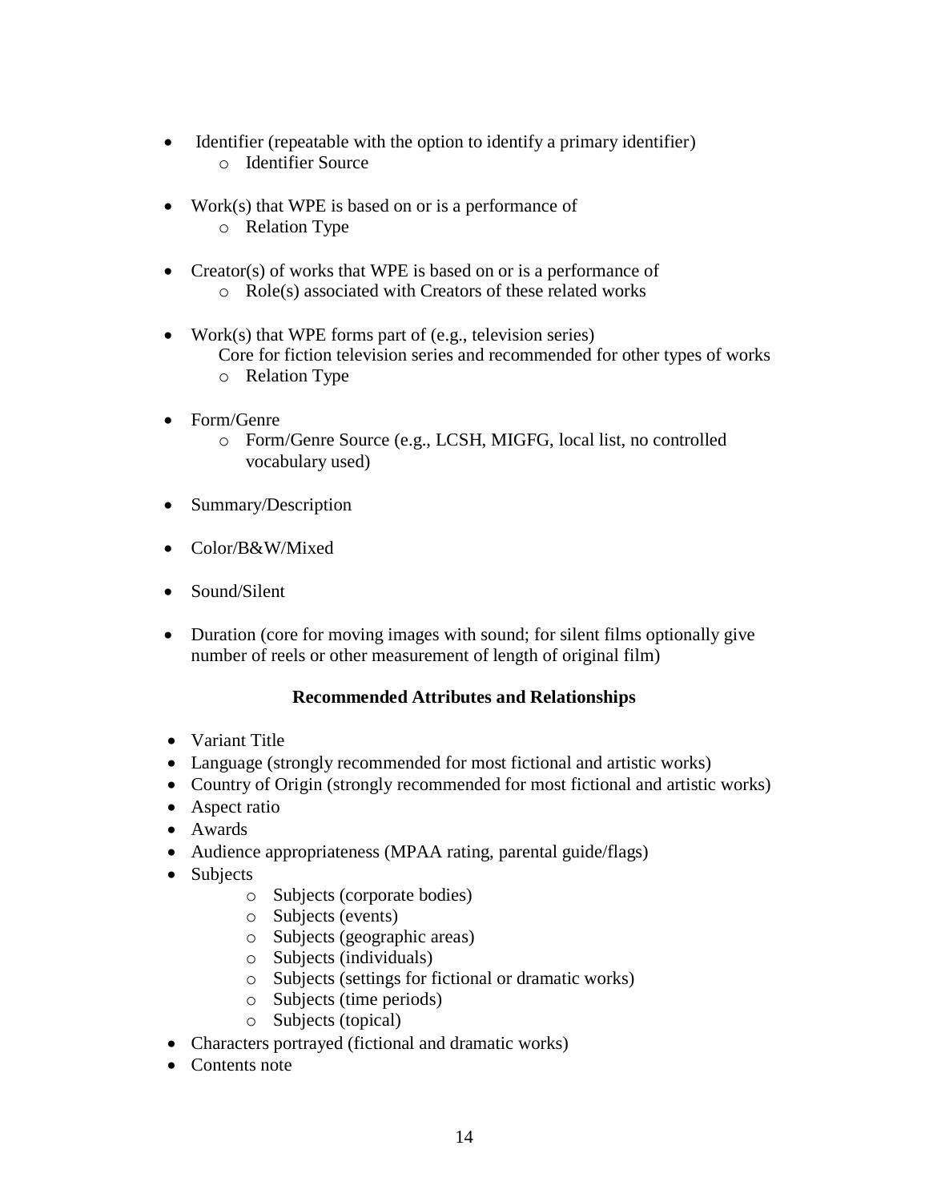- Identifier (repeatable with the option to identify a primary identifier)
    - Identifier Source

- Work(s) that WPE is based on or is a performance of
    - Relation Type

- Creator(s) of works that WPE is based on or is a performance of
    - Role(s) associated with Creators of these related works

- Work(s) that WPE forms part of (e.g., television series)
  Core for fiction television series and recommended for other types of works
    - Relation Type

- Form/Genre
    - Form/Genre Source (e.g., LCSH, MIGFG, local list, no controlled vocabulary used)

- Summary/Description

- Color/B&W/Mixed

- Sound/Silent

- Duration (core for moving images with sound; for silent films optionally give number of reels or other measurement of length of original film)

**Recommended Attributes and Relationships**

- Variant Title
- Language (strongly recommended for most fictional and artistic works)
- Country of Origin (strongly recommended for most fictional and artistic works)
- Aspect ratio
- Awards
- Audience appropriateness (MPAA rating, parental guide/flags)
- Subjects
    - Subjects (corporate bodies)
    - Subjects (events)
    - Subjects (geographic areas)
    - Subjects (individuals)
    - Subjects (settings for fictional or dramatic works)
    - Subjects (time periods)
    - Subjects (topical)
- Characters portrayed (fictional and dramatic works)
- Contents note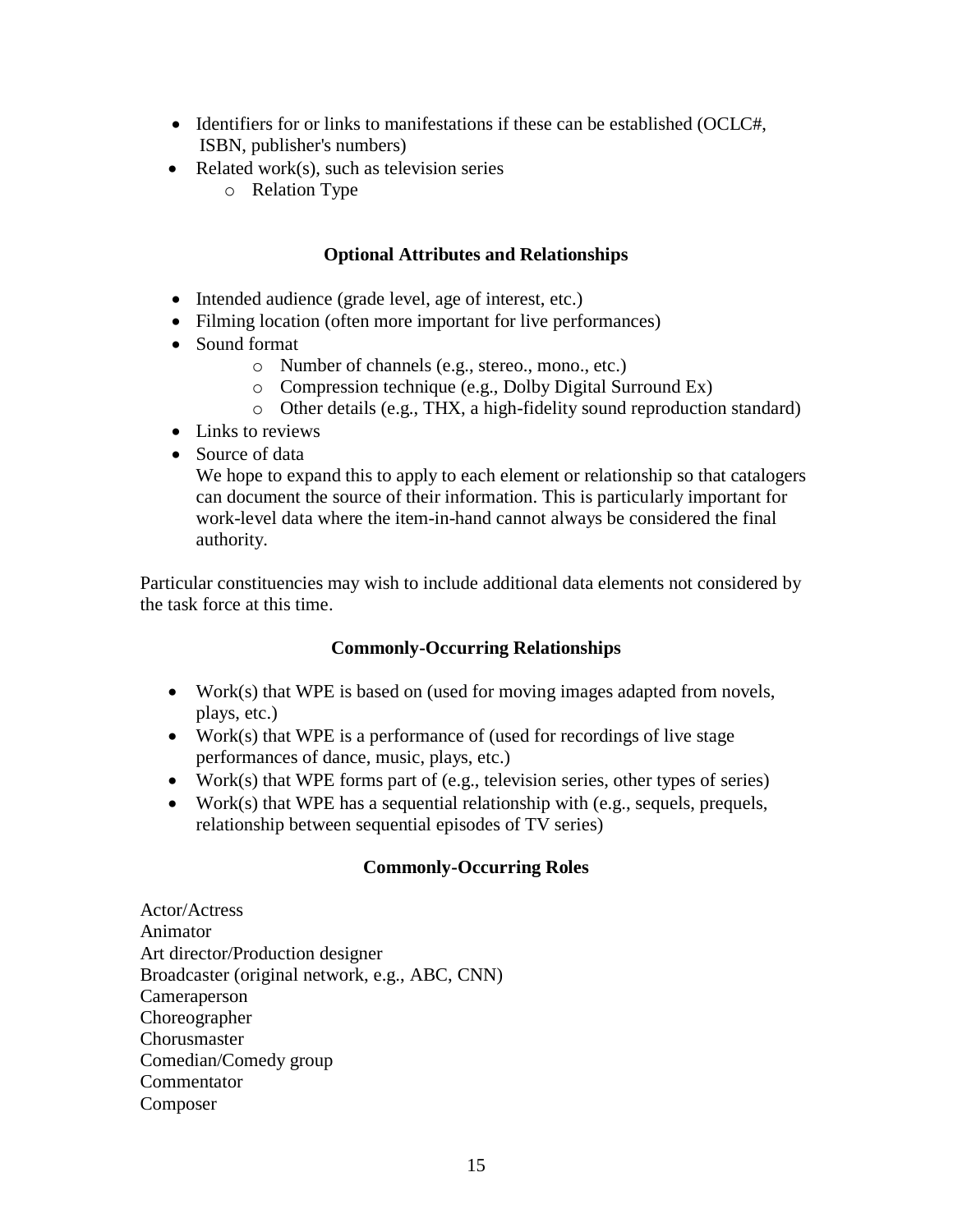- Identifiers for or links to manifestations if these can be established (OCLC#, ISBN, publisher's numbers)
- Related work(s), such as television series
    - Relation Type

### Optional Attributes and Relationships

- Intended audience (grade level, age of interest, etc.)
- Filming location (often more important for live performances)
- Sound format
    - Number of channels (e.g., stereo., mono., etc.)
    - Compression technique (e.g., Dolby Digital Surround Ex)
    - Other details (e.g., THX, a high-fidelity sound reproduction standard)
- Links to reviews
- Source of data

  We hope to expand this to apply to each element or relationship so that catalogers can document the source of their information. This is particularly important for work-level data where the item-in-hand cannot always be considered the final authority.

Particular constituencies may wish to include additional data elements not considered by the task force at this time.

### Commonly-Occurring Relationships

- Work(s) that WPE is based on (used for moving images adapted from novels, plays, etc.)
- Work(s) that WPE is a performance of (used for recordings of live stage performances of dance, music, plays, etc.)
- Work(s) that WPE forms part of (e.g., television series, other types of series)
- Work(s) that WPE has a sequential relationship with (e.g., sequels, prequels, relationship between sequential episodes of TV series)

### Commonly-Occurring Roles

Actor/Actress
Animator
Art director/Production designer
Broadcaster (original network, e.g., ABC, CNN)
Cameraperson
Choreographer
Chorusmaster
Comedian/Comedy group
Commentator
Composer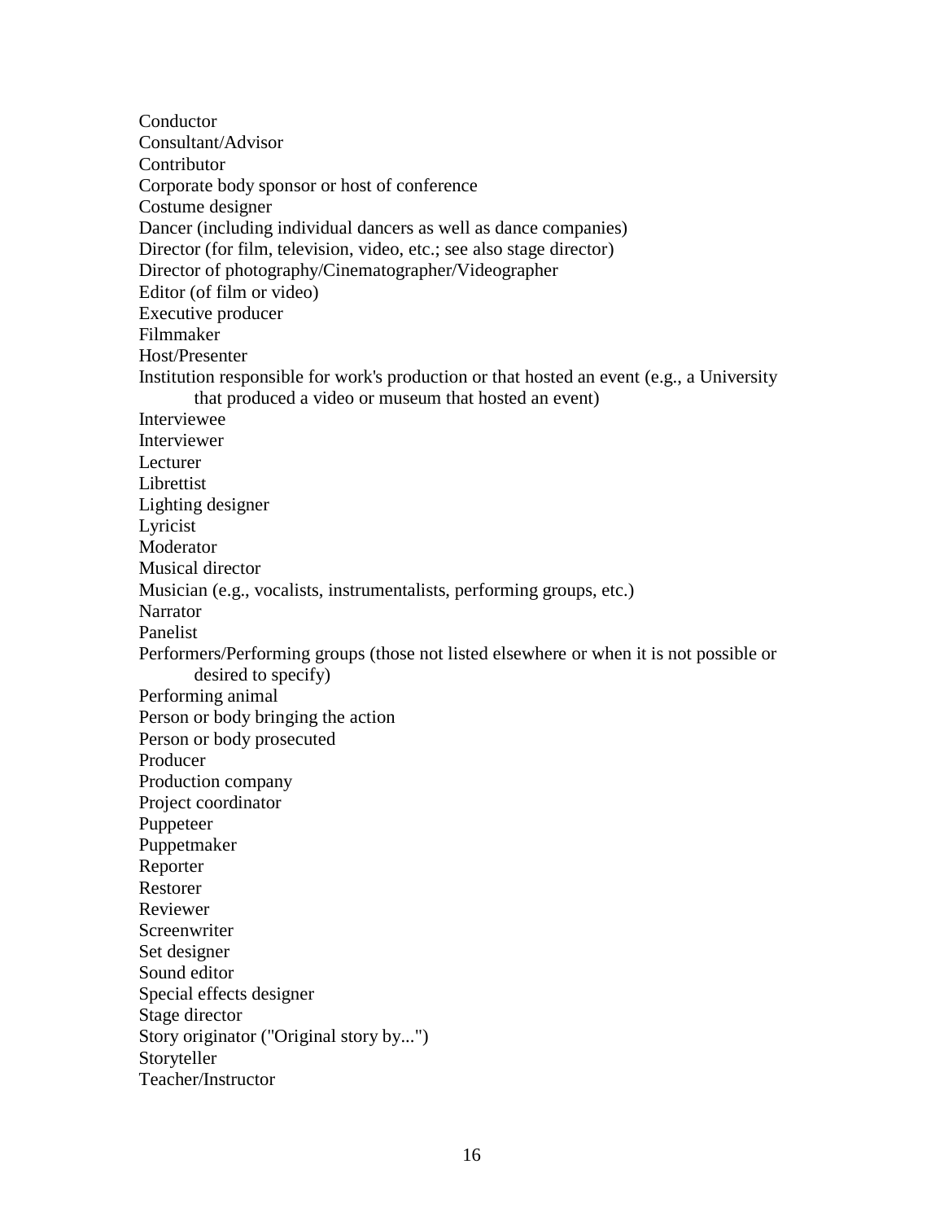Conductor
Consultant/Advisor
Contributor
Corporate body sponsor or host of conference
Costume designer
Dancer (including individual dancers as well as dance companies)
Director (for film, television, video, etc.; see also stage director)
Director of photography/Cinematographer/Videographer
Editor (of film or video)
Executive producer
Filmmaker
Host/Presenter
Institution responsible for work's production or that hosted an event (e.g., a University that produced a video or museum that hosted an event)
Interviewee
Interviewer
Lecturer
Librettist
Lighting designer
Lyricist
Moderator
Musical director
Musician (e.g., vocalists, instrumentalists, performing groups, etc.)
Narrator
Panelist
Performers/Performing groups (those not listed elsewhere or when it is not possible or desired to specify)
Performing animal
Person or body bringing the action
Person or body prosecuted
Producer
Production company
Project coordinator
Puppeteer
Puppetmaker
Reporter
Restorer
Reviewer
Screenwriter
Set designer
Sound editor
Special effects designer
Stage director
Story originator ("Original story by...")
Storyteller
Teacher/Instructor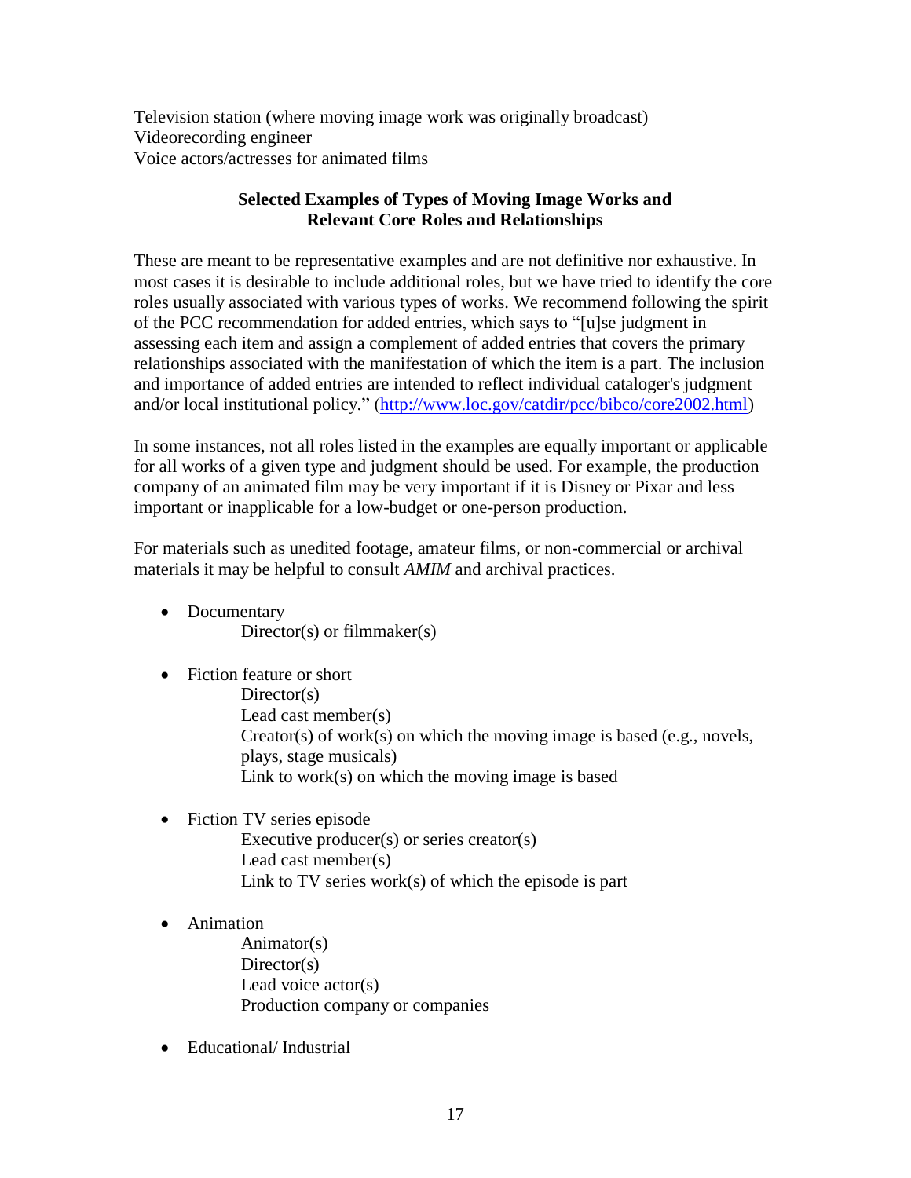Television station (where moving image work was originally broadcast)
Videorecording engineer
Voice actors/actresses for animated films

**Selected Examples of Types of Moving Image Works and Relevant Core Roles and Relationships**

These are meant to be representative examples and are not definitive nor exhaustive. In most cases it is desirable to include additional roles, but we have tried to identify the core roles usually associated with various types of works. We recommend following the spirit of the PCC recommendation for added entries, which says to "[u]se judgment in assessing each item and assign a complement of added entries that covers the primary relationships associated with the manifestation of which the item is a part. The inclusion and importance of added entries are intended to reflect individual cataloger's judgment and/or local institutional policy." (http://www.loc.gov/catdir/pcc/bibco/core2002.html)

In some instances, not all roles listed in the examples are equally important or applicable for all works of a given type and judgment should be used. For example, the production company of an animated film may be very important if it is Disney or Pixar and less important or inapplicable for a low-budget or one-person production.

For materials such as unedited footage, amateur films, or non-commercial or archival materials it may be helpful to consult *AMIM* and archival practices.

- Documentary
  - Director(s) or filmmaker(s)
- Fiction feature or short
  - Director(s)
  - Lead cast member(s)
  - Creator(s) of work(s) on which the moving image is based (e.g., novels, plays, stage musicals)
  - Link to work(s) on which the moving image is based
- Fiction TV series episode
  - Executive producer(s) or series creator(s)
  - Lead cast member(s)
  - Link to TV series work(s) of which the episode is part
- Animation
  - Animator(s)
  - Director(s)
  - Lead voice actor(s)
  - Production company or companies
- Educational/ Industrial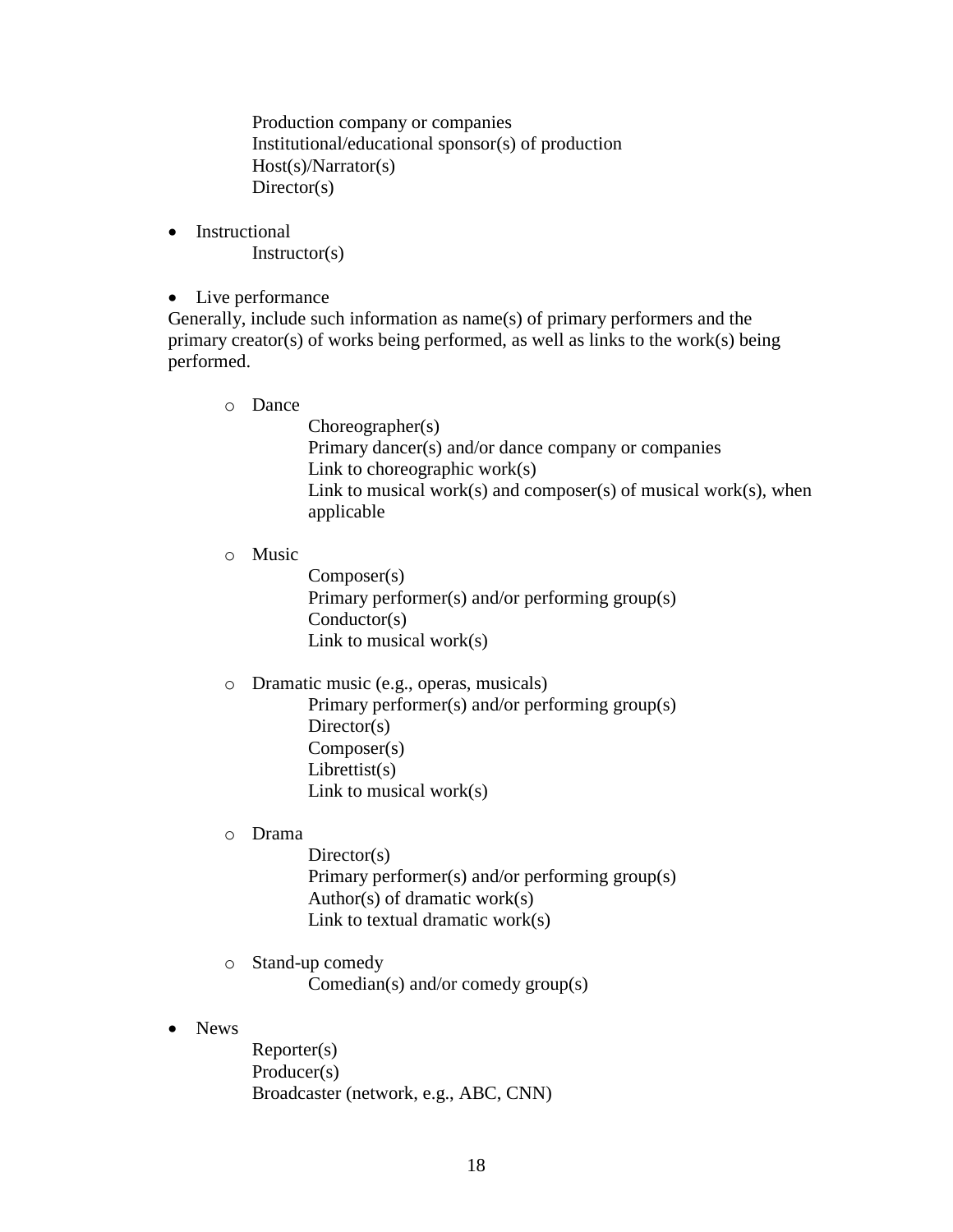Production company or companies
Institutional/educational sponsor(s) of production
Host(s)/Narrator(s)
Director(s)

- Instructional
    Instructor(s)

- Live performance

Generally, include such information as name(s) of primary performers and the primary creator(s) of works being performed, as well as links to the work(s) being performed.

  - Dance
    Choreographer(s)
    Primary dancer(s) and/or dance company or companies
    Link to choreographic work(s)
    Link to musical work(s) and composer(s) of musical work(s), when applicable

  - Music
    Composer(s)
    Primary performer(s) and/or performing group(s)
    Conductor(s)
    Link to musical work(s)

  - Dramatic music (e.g., operas, musicals)
    Primary performer(s) and/or performing group(s)
    Director(s)
    Composer(s)
    Librettist(s)
    Link to musical work(s)

  - Drama
    Director(s)
    Primary performer(s) and/or performing group(s)
    Author(s) of dramatic work(s)
    Link to textual dramatic work(s)

  - Stand-up comedy
    Comedian(s) and/or comedy group(s)

- News
    Reporter(s)
    Producer(s)
    Broadcaster (network, e.g., ABC, CNN)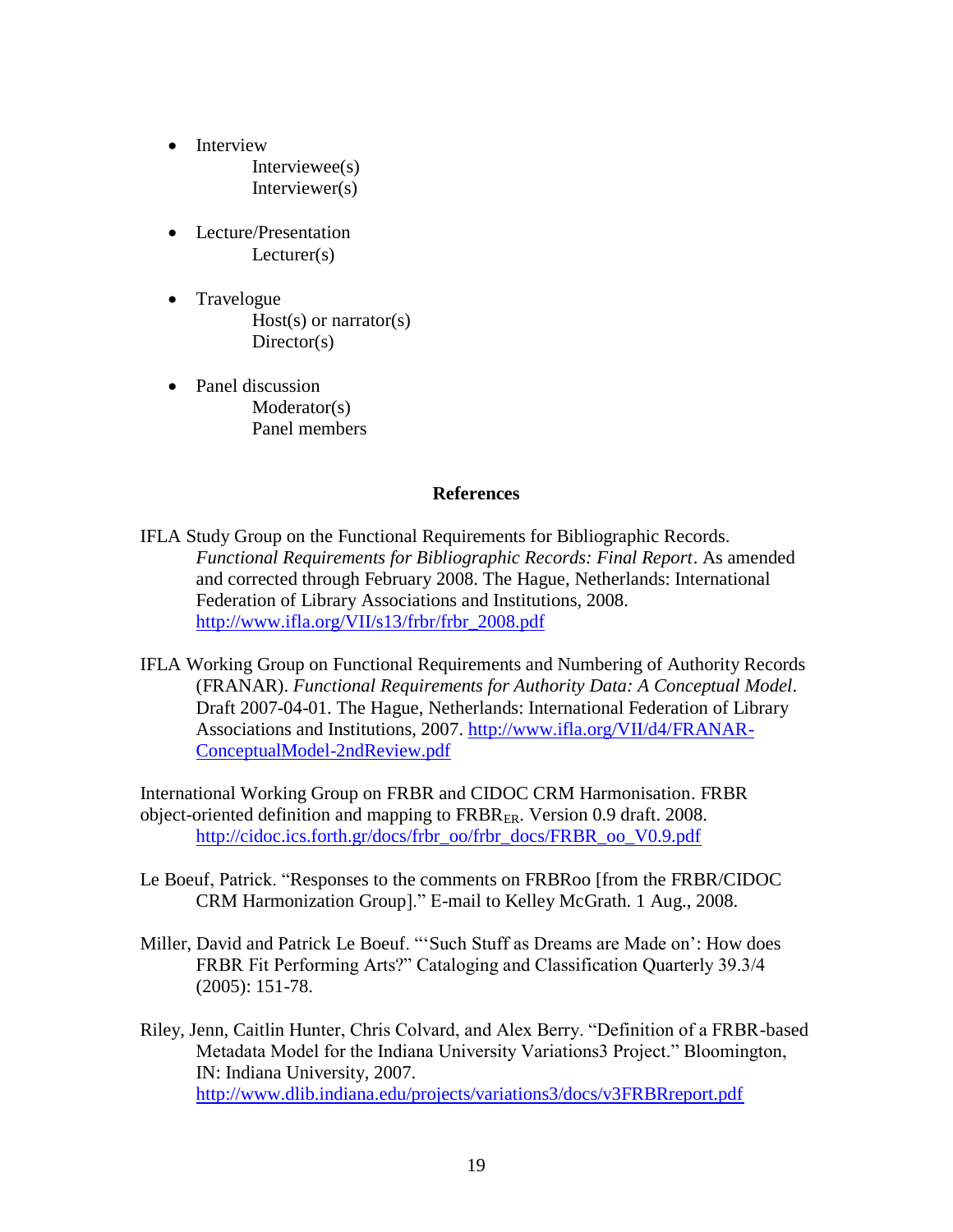- Interview
  - Interviewee(s)
  - Interviewer(s)

- Lecture/Presentation
  - Lecturer(s)

- Travelogue
  - Host(s) or narrator(s)
  - Director(s)

- Panel discussion
  - Moderator(s)
  - Panel members

## References

IFLA Study Group on the Functional Requirements for Bibliographic Records. *Functional Requirements for Bibliographic Records: Final Report*. As amended and corrected through February 2008. The Hague, Netherlands: International Federation of Library Associations and Institutions, 2008. http://www.ifla.org/VII/s13/frbr/frbr_2008.pdf

IFLA Working Group on Functional Requirements and Numbering of Authority Records (FRANAR). *Functional Requirements for Authority Data: A Conceptual Model*. Draft 2007-04-01. The Hague, Netherlands: International Federation of Library Associations and Institutions, 2007. http://www.ifla.org/VII/d4/FRANAR-ConceptualModel-2ndReview.pdf

International Working Group on FRBR and CIDOC CRM Harmonisation. FRBR object-oriented definition and mapping to $FRBR_{ER}$. Version 0.9 draft. 2008. http://cidoc.ics.forth.gr/docs/frbr_oo/frbr_docs/FRBR_oo_V0.9.pdf

Le Boeuf, Patrick. "Responses to the comments on FRBRoo [from the FRBR/CIDOC CRM Harmonization Group]." E-mail to Kelley McGrath. 1 Aug., 2008.

Miller, David and Patrick Le Boeuf. "'Such Stuff as Dreams are Made on': How does FRBR Fit Performing Arts?" Cataloging and Classification Quarterly 39.3/4 (2005): 151-78.

Riley, Jenn, Caitlin Hunter, Chris Colvard, and Alex Berry. "Definition of a FRBR-based Metadata Model for the Indiana University Variations3 Project." Bloomington, IN: Indiana University, 2007. http://www.dlib.indiana.edu/projects/variations3/docs/v3FRBRreport.pdf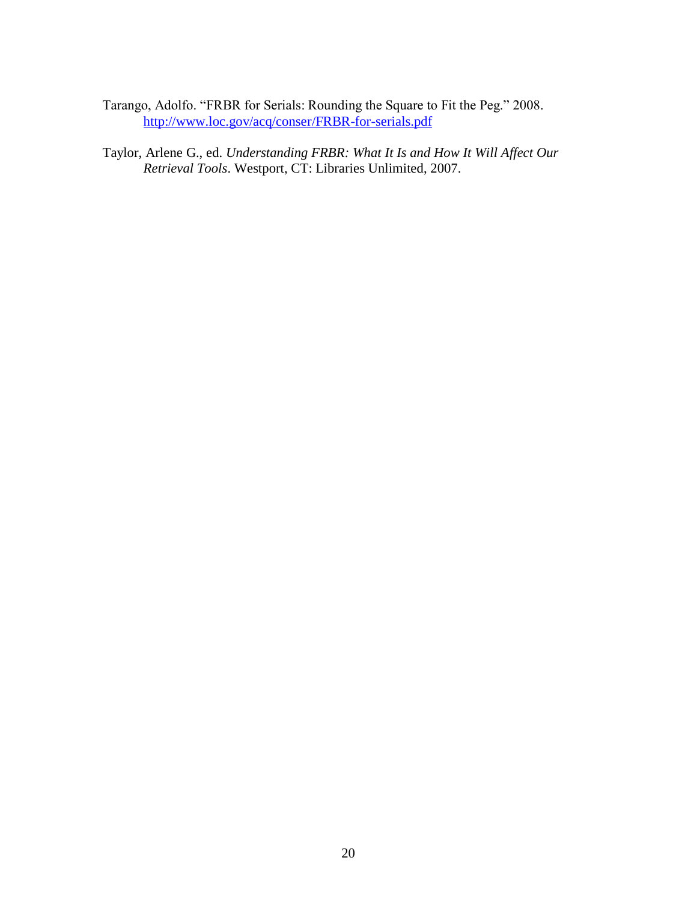Tarango, Adolfo. “FRBR for Serials: Rounding the Square to Fit the Peg.” 2008. http://www.loc.gov/acq/conser/FRBR-for-serials.pdf

Taylor, Arlene G., ed. *Understanding FRBR: What It Is and How It Will Affect Our Retrieval Tools*. Westport, CT: Libraries Unlimited, 2007.